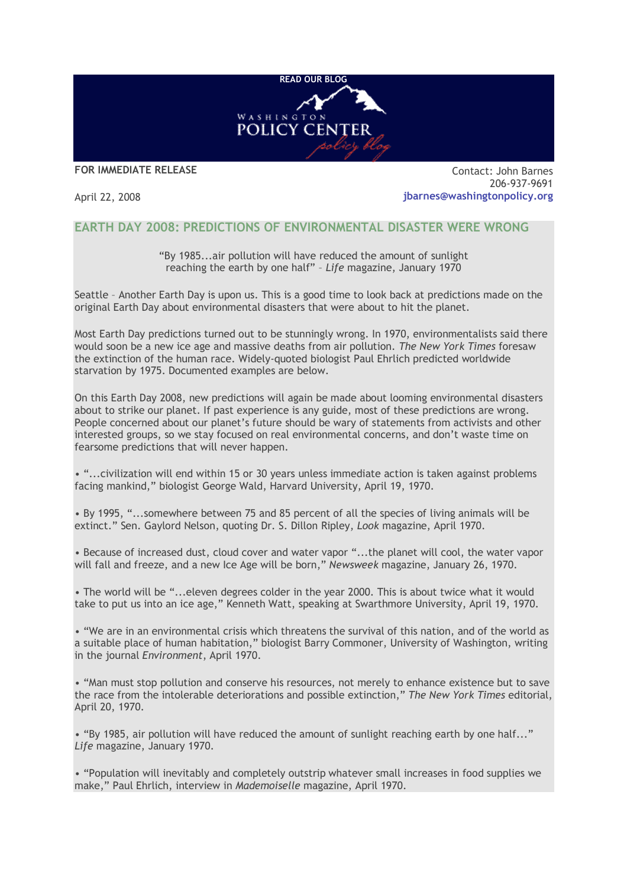READ OUR BLOG

WASHINGTON POLICY CENTER *policy blog*

**FOR IMMEDIATE RELEASE**

April 22, 2008

Contact: John Barnes
206-937-9691
**jbarnes@washingtonpolicy.org**

## EARTH DAY 2008: PREDICTIONS OF ENVIRONMENTAL DISASTER WERE WRONG

"By 1985...air pollution will have reduced the amount of sunlight reaching the earth by one half" – *Life* magazine, January 1970

Seattle – Another Earth Day is upon us. This is a good time to look back at predictions made on the original Earth Day about environmental disasters that were about to hit the planet.

Most Earth Day predictions turned out to be stunningly wrong. In 1970, environmentalists said there would soon be a new ice age and massive deaths from air pollution. *The New York Times* foresaw the extinction of the human race. Widely-quoted biologist Paul Ehrlich predicted worldwide starvation by 1975. Documented examples are below.

On this Earth Day 2008, new predictions will again be made about looming environmental disasters about to strike our planet. If past experience is any guide, most of these predictions are wrong. People concerned about our planet's future should be wary of statements from activists and other interested groups, so we stay focused on real environmental concerns, and don't waste time on fearsome predictions that will never happen.

• "...civilization will end within 15 or 30 years unless immediate action is taken against problems facing mankind," biologist George Wald, Harvard University, April 19, 1970.

• By 1995, "...somewhere between 75 and 85 percent of all the species of living animals will be extinct." Sen. Gaylord Nelson, quoting Dr. S. Dillon Ripley, *Look* magazine, April 1970.

• Because of increased dust, cloud cover and water vapor "...the planet will cool, the water vapor will fall and freeze, and a new Ice Age will be born," *Newsweek* magazine, January 26, 1970.

• The world will be "...eleven degrees colder in the year 2000. This is about twice what it would take to put us into an ice age," Kenneth Watt, speaking at Swarthmore University, April 19, 1970.

• "We are in an environmental crisis which threatens the survival of this nation, and of the world as a suitable place of human habitation," biologist Barry Commoner, University of Washington, writing in the journal *Environment*, April 1970.

• "Man must stop pollution and conserve his resources, not merely to enhance existence but to save the race from the intolerable deteriorations and possible extinction," *The New York Times* editorial, April 20, 1970.

• "By 1985, air pollution will have reduced the amount of sunlight reaching earth by one half..." *Life* magazine, January 1970.

• "Population will inevitably and completely outstrip whatever small increases in food supplies we make," Paul Ehrlich, interview in *Mademoiselle* magazine, April 1970.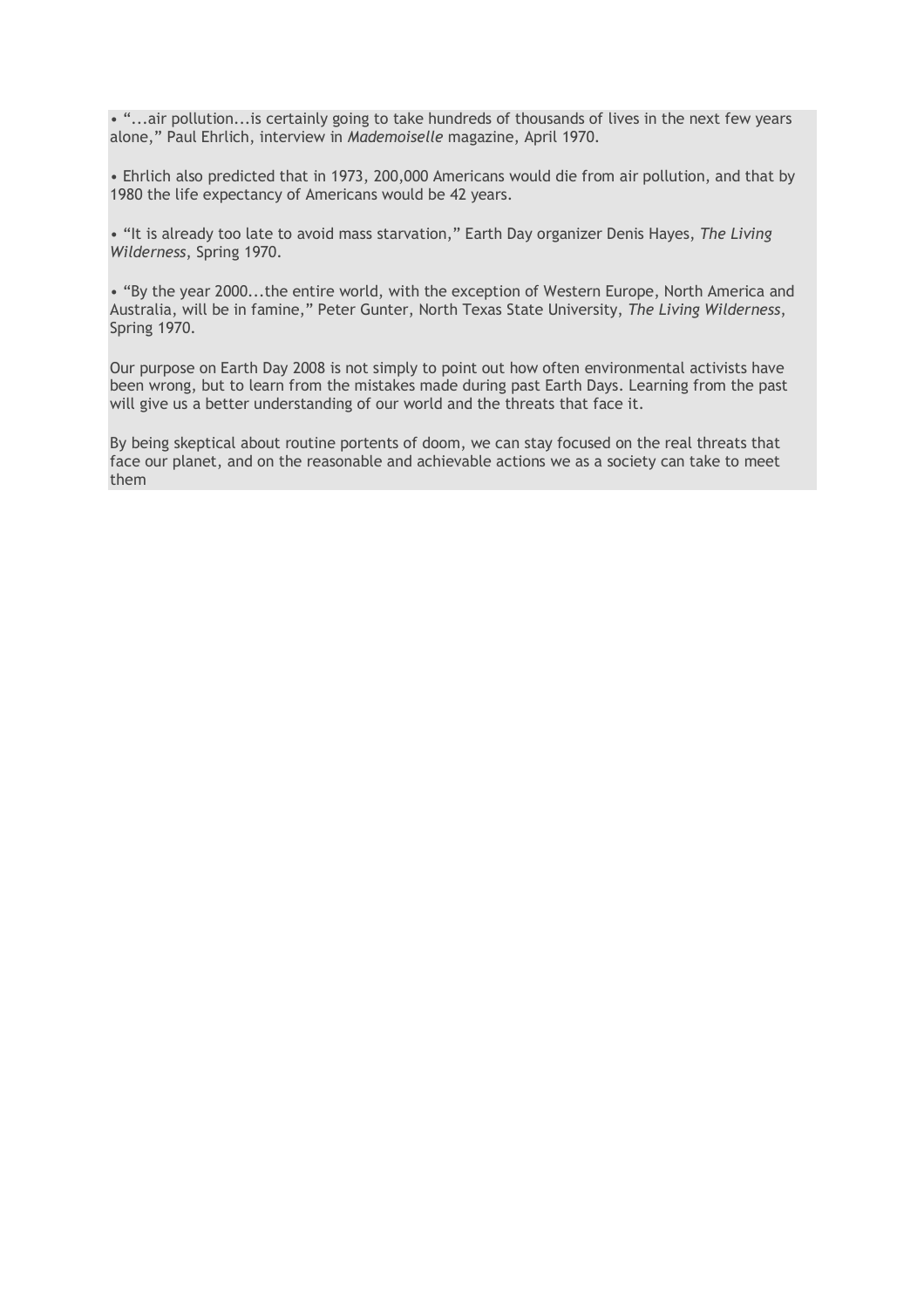• "...air pollution...is certainly going to take hundreds of thousands of lives in the next few years alone," Paul Ehrlich, interview in *Mademoiselle* magazine, April 1970.

• Ehrlich also predicted that in 1973, 200,000 Americans would die from air pollution, and that by 1980 the life expectancy of Americans would be 42 years.

• "It is already too late to avoid mass starvation," Earth Day organizer Denis Hayes, *The Living Wilderness*, Spring 1970.

• "By the year 2000...the entire world, with the exception of Western Europe, North America and Australia, will be in famine," Peter Gunter, North Texas State University, *The Living Wilderness*, Spring 1970.

Our purpose on Earth Day 2008 is not simply to point out how often environmental activists have been wrong, but to learn from the mistakes made during past Earth Days. Learning from the past will give us a better understanding of our world and the threats that face it.

By being skeptical about routine portents of doom, we can stay focused on the real threats that face our planet, and on the reasonable and achievable actions we as a society can take to meet them